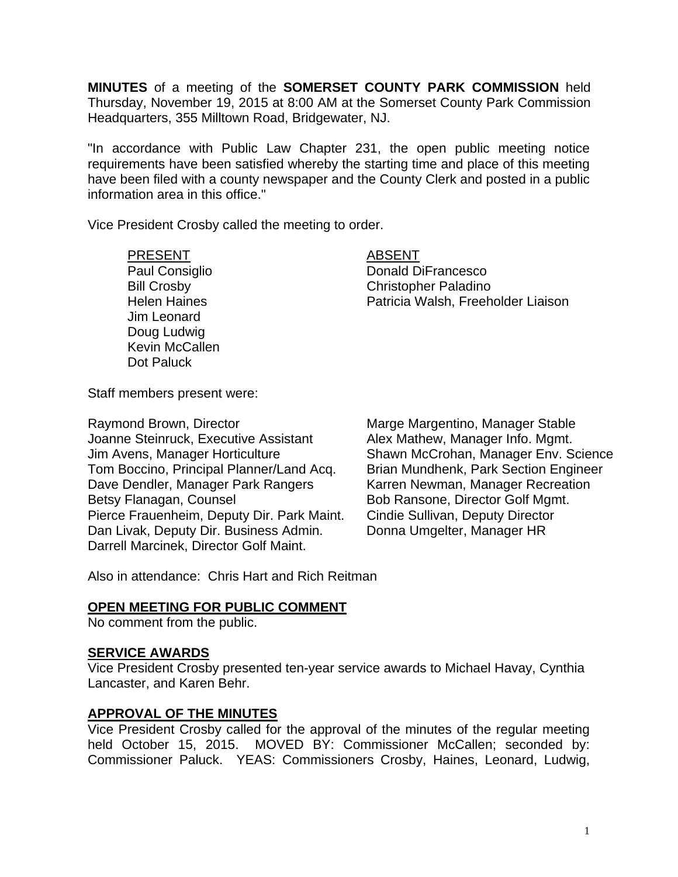**MINUTES** of a meeting of the **SOMERSET COUNTY PARK COMMISSION** held Thursday, November 19, 2015 at 8:00 AM at the Somerset County Park Commission Headquarters, 355 Milltown Road, Bridgewater, NJ.

"In accordance with Public Law Chapter 231, the open public meeting notice requirements have been satisfied whereby the starting time and place of this meeting have been filed with a county newspaper and the County Clerk and posted in a public information area in this office."

Vice President Crosby called the meeting to order.

| PRESENT | ABSENT |
|---|---|
| Paul Consiglio | Donald DiFrancesco |
| Bill Crosby | Christopher Paladino |
| Helen Haines | Patricia Walsh, Freeholder Liaison |
| Jim Leonard | |
| Doug Ludwig | |
| Kevin McCallen | |
| Dot Paluck | |

Staff members present were:

Raymond Brown, Director
Joanne Steinruck, Executive Assistant
Jim Avens, Manager Horticulture
Tom Boccino, Principal Planner/Land Acq.
Dave Dendler, Manager Park Rangers
Betsy Flanagan, Counsel
Pierce Frauenheim, Deputy Dir. Park Maint.
Dan Livak, Deputy Dir. Business Admin.
Darrell Marcinek, Director Golf Maint.
Marge Margentino, Manager Stable
Alex Mathew, Manager Info. Mgmt.
Shawn McCrohan, Manager Env. Science
Brian Mundhenk, Park Section Engineer
Karren Newman, Manager Recreation
Bob Ransone, Director Golf Mgmt.
Cindie Sullivan, Deputy Director
Donna Umgelter, Manager HR

Also in attendance: Chris Hart and Rich Reitman

**OPEN MEETING FOR PUBLIC COMMENT**
No comment from the public.

**SERVICE AWARDS**
Vice President Crosby presented ten-year service awards to Michael Havay, Cynthia Lancaster, and Karen Behr.

**APPROVAL OF THE MINUTES**
Vice President Crosby called for the approval of the minutes of the regular meeting held October 15, 2015. MOVED BY: Commissioner McCallen; seconded by: Commissioner Paluck. YEAS: Commissioners Crosby, Haines, Leonard, Ludwig,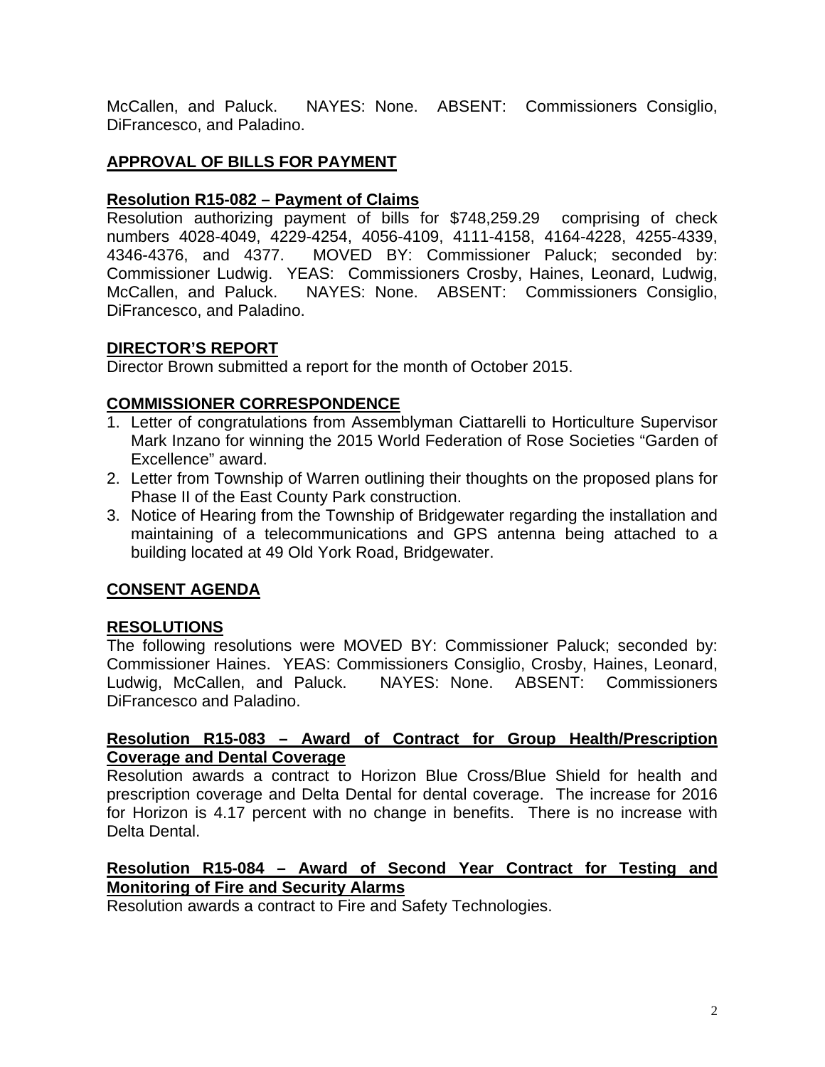McCallen, and Paluck. NAYES: None. ABSENT: Commissioners Consiglio, DiFrancesco, and Paladino.

## APPROVAL OF BILLS FOR PAYMENT

### Resolution R15-082 – Payment of Claims

Resolution authorizing payment of bills for $748,259.29 comprising of check numbers 4028-4049, 4229-4254, 4056-4109, 4111-4158, 4164-4228, 4255-4339, 4346-4376, and 4377. MOVED BY: Commissioner Paluck; seconded by: Commissioner Ludwig. YEAS: Commissioners Crosby, Haines, Leonard, Ludwig, McCallen, and Paluck. NAYES: None. ABSENT: Commissioners Consiglio, DiFrancesco, and Paladino.

## DIRECTOR'S REPORT

Director Brown submitted a report for the month of October 2015.

## COMMISSIONER CORRESPONDENCE

1. Letter of congratulations from Assemblyman Ciattarelli to Horticulture Supervisor Mark Inzano for winning the 2015 World Federation of Rose Societies "Garden of Excellence" award.
2. Letter from Township of Warren outlining their thoughts on the proposed plans for Phase II of the East County Park construction.
3. Notice of Hearing from the Township of Bridgewater regarding the installation and maintaining of a telecommunications and GPS antenna being attached to a building located at 49 Old York Road, Bridgewater.

## CONSENT AGENDA

## RESOLUTIONS

The following resolutions were MOVED BY: Commissioner Paluck; seconded by: Commissioner Haines. YEAS: Commissioners Consiglio, Crosby, Haines, Leonard, Ludwig, McCallen, and Paluck. NAYES: None. ABSENT: Commissioners DiFrancesco and Paladino.

### Resolution R15-083 – Award of Contract for Group Health/Prescription Coverage and Dental Coverage

Resolution awards a contract to Horizon Blue Cross/Blue Shield for health and prescription coverage and Delta Dental for dental coverage. The increase for 2016 for Horizon is 4.17 percent with no change in benefits. There is no increase with Delta Dental.

### Resolution R15-084 – Award of Second Year Contract for Testing and Monitoring of Fire and Security Alarms

Resolution awards a contract to Fire and Safety Technologies.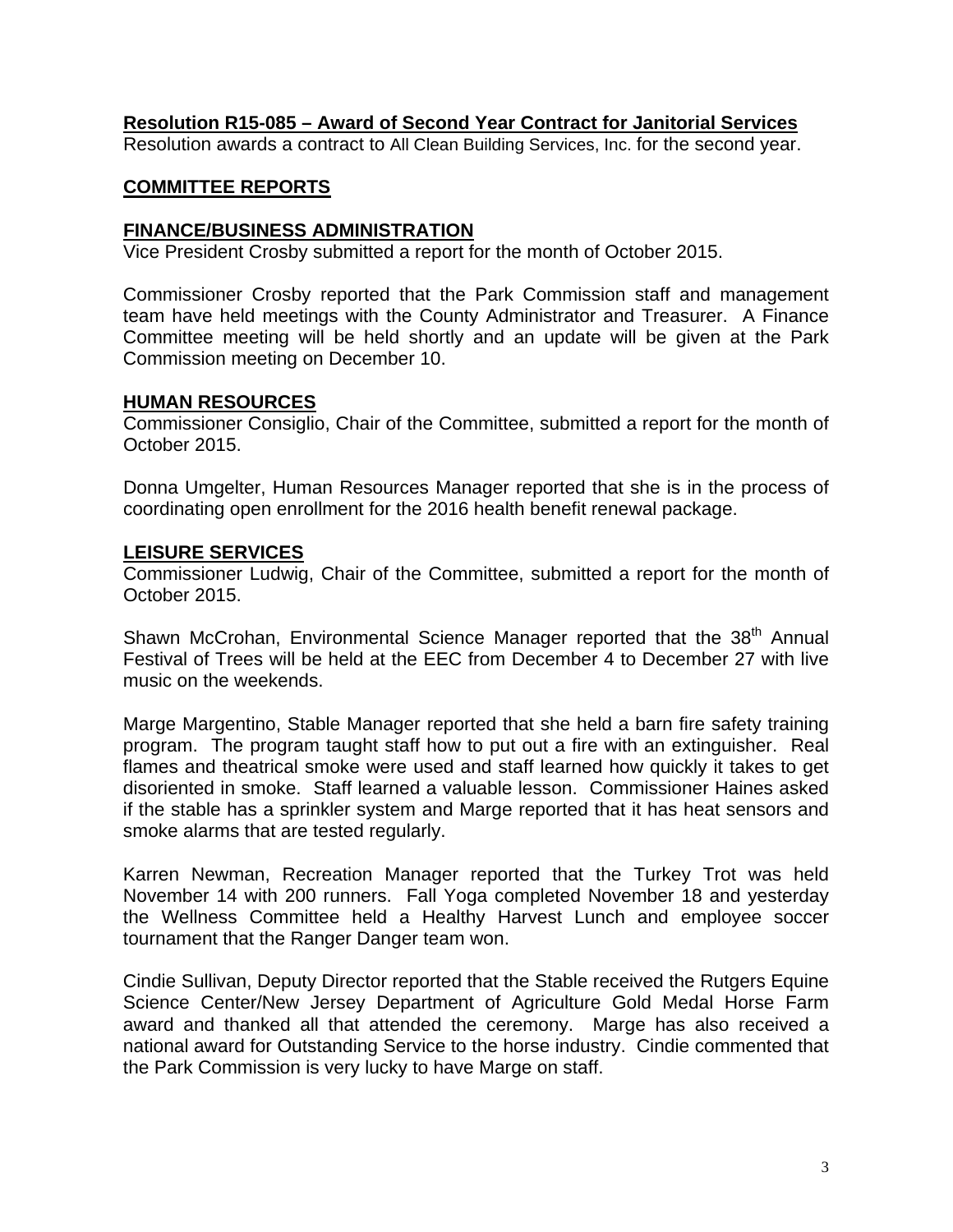**Resolution R15-085 – Award of Second Year Contract for Janitorial Services**
Resolution awards a contract to All Clean Building Services, Inc. for the second year.

**COMMITTEE REPORTS**

**FINANCE/BUSINESS ADMINISTRATION**
Vice President Crosby submitted a report for the month of October 2015.

Commissioner Crosby reported that the Park Commission staff and management team have held meetings with the County Administrator and Treasurer. A Finance Committee meeting will be held shortly and an update will be given at the Park Commission meeting on December 10.

**HUMAN RESOURCES**
Commissioner Consiglio, Chair of the Committee, submitted a report for the month of October 2015.

Donna Umgelter, Human Resources Manager reported that she is in the process of coordinating open enrollment for the 2016 health benefit renewal package.

**LEISURE SERVICES**
Commissioner Ludwig, Chair of the Committee, submitted a report for the month of October 2015.

Shawn McCrohan, Environmental Science Manager reported that the 38th Annual Festival of Trees will be held at the EEC from December 4 to December 27 with live music on the weekends.

Marge Margentino, Stable Manager reported that she held a barn fire safety training program. The program taught staff how to put out a fire with an extinguisher. Real flames and theatrical smoke were used and staff learned how quickly it takes to get disoriented in smoke. Staff learned a valuable lesson. Commissioner Haines asked if the stable has a sprinkler system and Marge reported that it has heat sensors and smoke alarms that are tested regularly.

Karren Newman, Recreation Manager reported that the Turkey Trot was held November 14 with 200 runners. Fall Yoga completed November 18 and yesterday the Wellness Committee held a Healthy Harvest Lunch and employee soccer tournament that the Ranger Danger team won.

Cindie Sullivan, Deputy Director reported that the Stable received the Rutgers Equine Science Center/New Jersey Department of Agriculture Gold Medal Horse Farm award and thanked all that attended the ceremony. Marge has also received a national award for Outstanding Service to the horse industry. Cindie commented that the Park Commission is very lucky to have Marge on staff.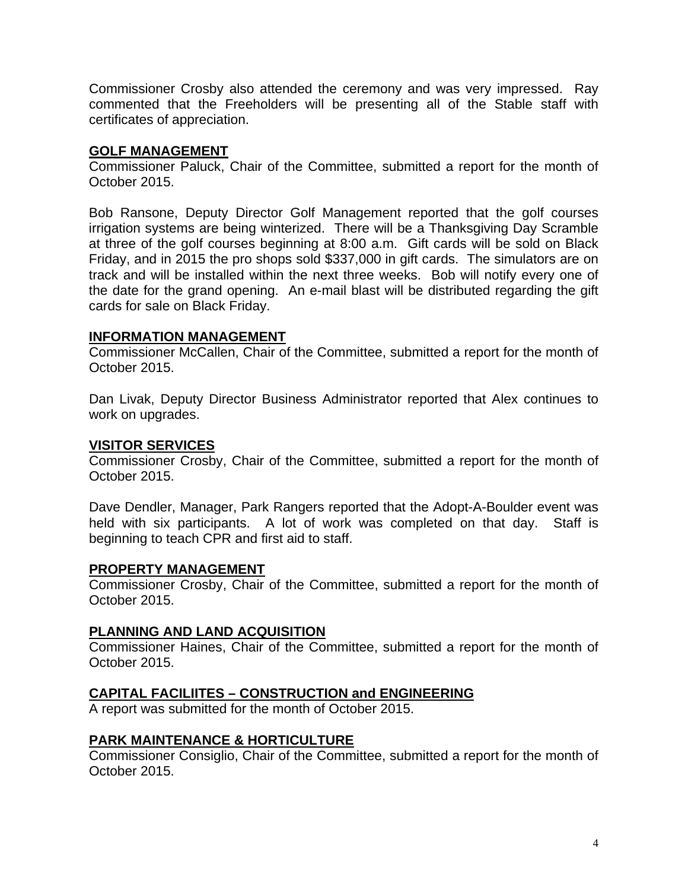Commissioner Crosby also attended the ceremony and was very impressed. Ray commented that the Freeholders will be presenting all of the Stable staff with certificates of appreciation.

## GOLF MANAGEMENT

Commissioner Paluck, Chair of the Committee, submitted a report for the month of October 2015.

Bob Ransone, Deputy Director Golf Management reported that the golf courses irrigation systems are being winterized. There will be a Thanksgiving Day Scramble at three of the golf courses beginning at 8:00 a.m. Gift cards will be sold on Black Friday, and in 2015 the pro shops sold $337,000 in gift cards. The simulators are on track and will be installed within the next three weeks. Bob will notify every one of the date for the grand opening. An e-mail blast will be distributed regarding the gift cards for sale on Black Friday.

## INFORMATION MANAGEMENT

Commissioner McCallen, Chair of the Committee, submitted a report for the month of October 2015.

Dan Livak, Deputy Director Business Administrator reported that Alex continues to work on upgrades.

## VISITOR SERVICES

Commissioner Crosby, Chair of the Committee, submitted a report for the month of October 2015.

Dave Dendler, Manager, Park Rangers reported that the Adopt-A-Boulder event was held with six participants. A lot of work was completed on that day. Staff is beginning to teach CPR and first aid to staff.

## PROPERTY MANAGEMENT

Commissioner Crosby, Chair of the Committee, submitted a report for the month of October 2015.

## PLANNING AND LAND ACQUISITION

Commissioner Haines, Chair of the Committee, submitted a report for the month of October 2015.

## CAPITAL FACILIITES – CONSTRUCTION and ENGINEERING

A report was submitted for the month of October 2015.

## PARK MAINTENANCE & HORTICULTURE

Commissioner Consiglio, Chair of the Committee, submitted a report for the month of October 2015.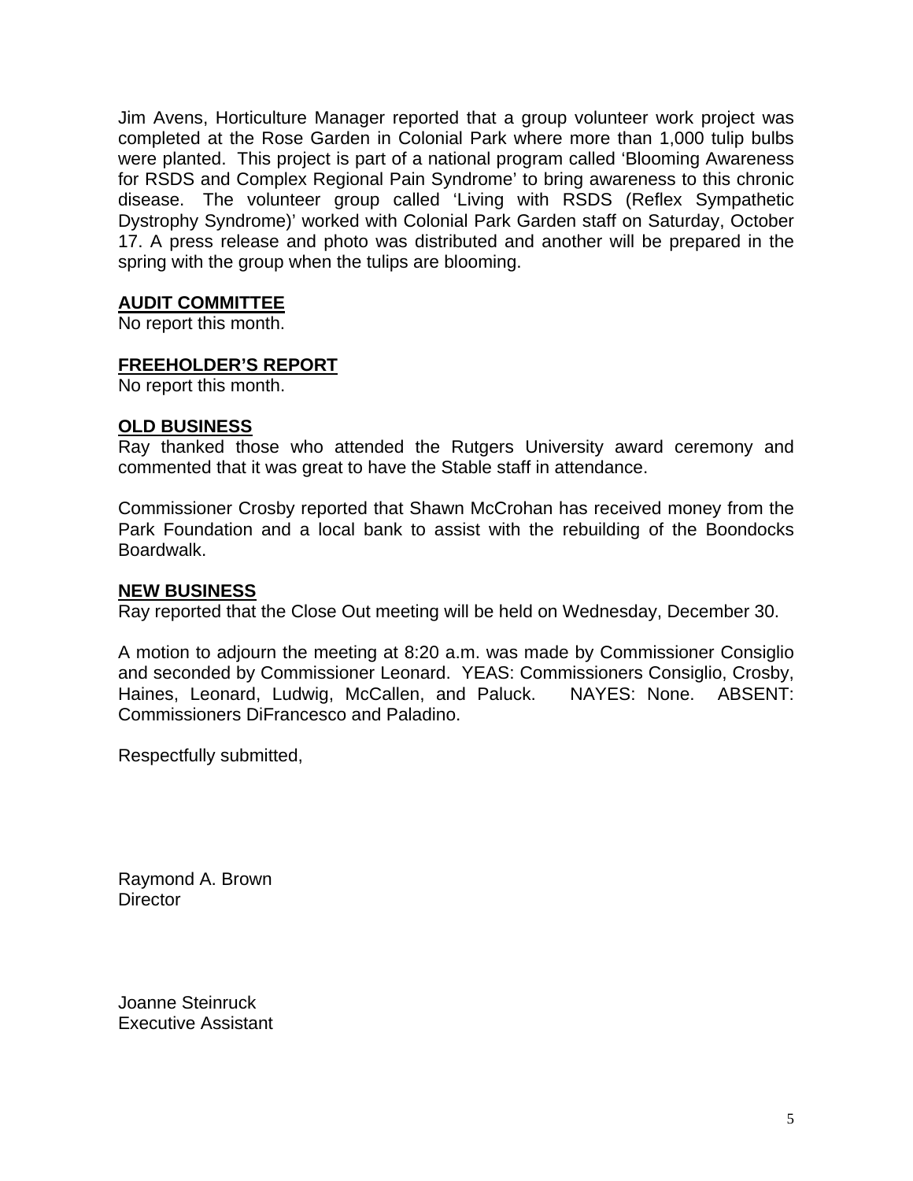Jim Avens, Horticulture Manager reported that a group volunteer work project was completed at the Rose Garden in Colonial Park where more than 1,000 tulip bulbs were planted. This project is part of a national program called 'Blooming Awareness for RSDS and Complex Regional Pain Syndrome' to bring awareness to this chronic disease. The volunteer group called 'Living with RSDS (Reflex Sympathetic Dystrophy Syndrome)' worked with Colonial Park Garden staff on Saturday, October 17. A press release and photo was distributed and another will be prepared in the spring with the group when the tulips are blooming.

**AUDIT COMMITTEE**

No report this month.

**FREEHOLDER'S REPORT**

No report this month.

**OLD BUSINESS**

Ray thanked those who attended the Rutgers University award ceremony and commented that it was great to have the Stable staff in attendance.

Commissioner Crosby reported that Shawn McCrohan has received money from the Park Foundation and a local bank to assist with the rebuilding of the Boondocks Boardwalk.

**NEW BUSINESS**

Ray reported that the Close Out meeting will be held on Wednesday, December 30.

A motion to adjourn the meeting at 8:20 a.m. was made by Commissioner Consiglio and seconded by Commissioner Leonard. YEAS: Commissioners Consiglio, Crosby, Haines, Leonard, Ludwig, McCallen, and Paluck. NAYES: None. ABSENT: Commissioners DiFrancesco and Paladino.

Respectfully submitted,

Raymond A. Brown
Director

Joanne Steinruck
Executive Assistant